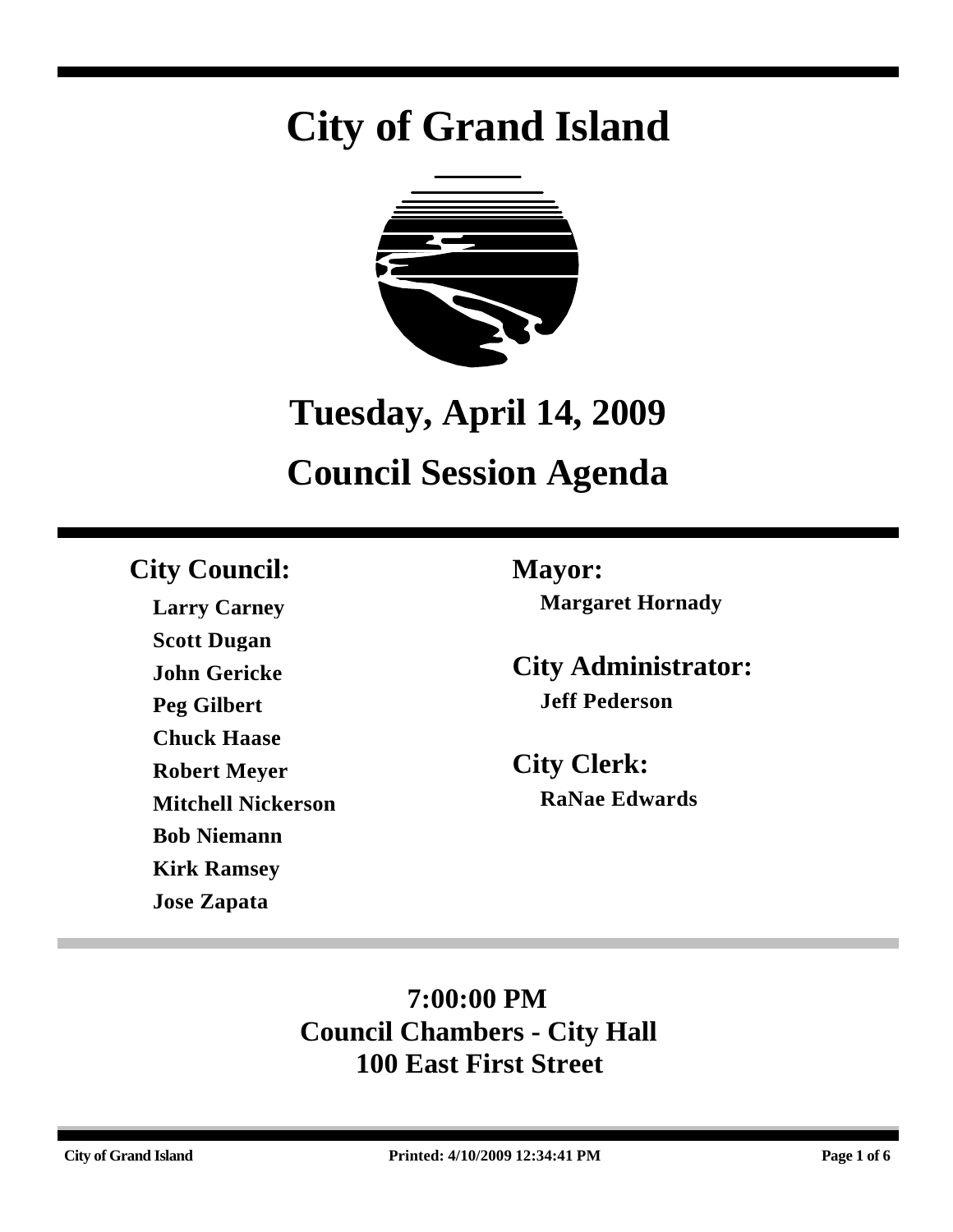# City of Grand Island

# Tuesday, April 14, 2009

# Council Session Agenda

## City Council:

**Larry Carney**
**Scott Dugan**
**John Gericke**
**Peg Gilbert**
**Chuck Haase**
**Robert Meyer**
**Mitchell Nickerson**
**Bob Niemann**
**Kirk Ramsey**
**Jose Zapata**

## Mayor:

**Margaret Hornady**

## City Administrator:

**Jeff Pederson**

## City Clerk:

**RaNae Edwards**

**7:00:00 PM**
**Council Chambers - City Hall**
**100 East First Street**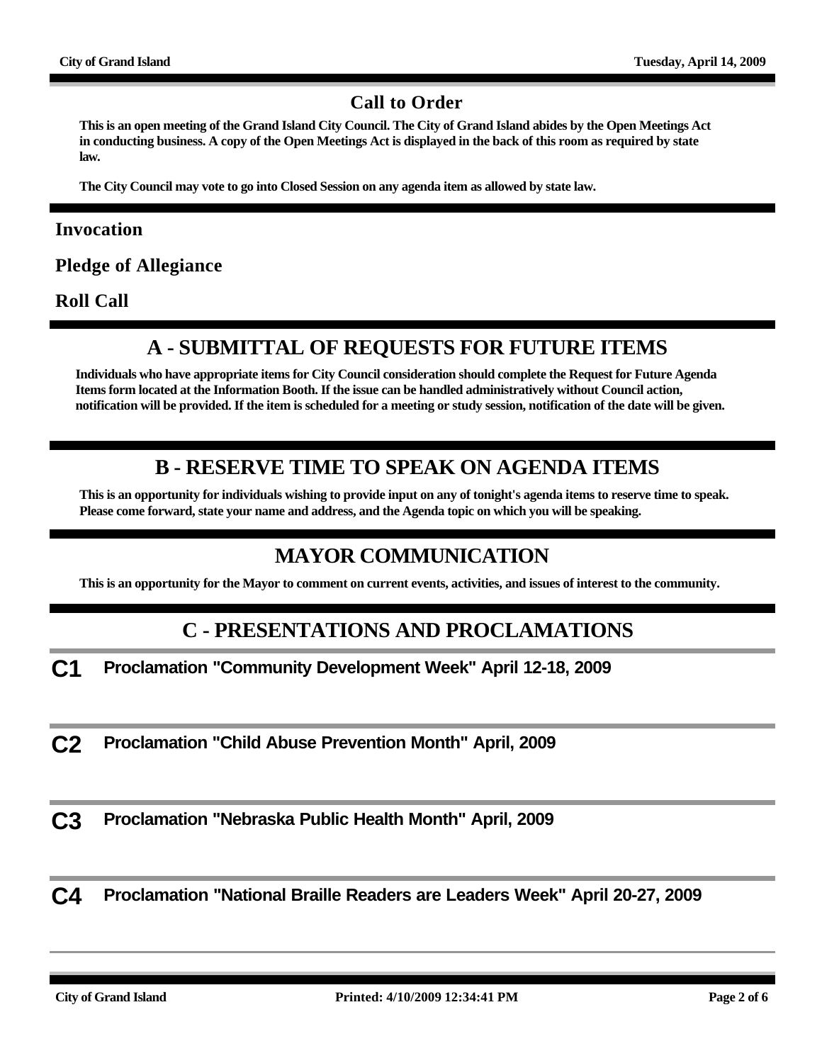## Call to Order

**This is an open meeting of the Grand Island City Council. The City of Grand Island abides by the Open Meetings Act in conducting business. A copy of the Open Meetings Act is displayed in the back of this room as required by state law.**

**The City Council may vote to go into Closed Session on any agenda item as allowed by state law.**

### Invocation

### Pledge of Allegiance

### Roll Call

## A - SUBMITTAL OF REQUESTS FOR FUTURE ITEMS

**Individuals who have appropriate items for City Council consideration should complete the Request for Future Agenda Items form located at the Information Booth. If the issue can be handled administratively without Council action, notification will be provided. If the item is scheduled for a meeting or study session, notification of the date will be given.**

## B - RESERVE TIME TO SPEAK ON AGENDA ITEMS

**This is an opportunity for individuals wishing to provide input on any of tonight's agenda items to reserve time to speak. Please come forward, state your name and address, and the Agenda topic on which you will be speaking.**

## MAYOR COMMUNICATION

**This is an opportunity for the Mayor to comment on current events, activities, and issues of interest to the community.**

## C - PRESENTATIONS AND PROCLAMATIONS

**C1** **Proclamation "Community Development Week" April 12-18, 2009**

**C2** **Proclamation "Child Abuse Prevention Month" April, 2009**

**C3** **Proclamation "Nebraska Public Health Month" April, 2009**

**C4** **Proclamation "National Braille Readers are Leaders Week" April 20-27, 2009**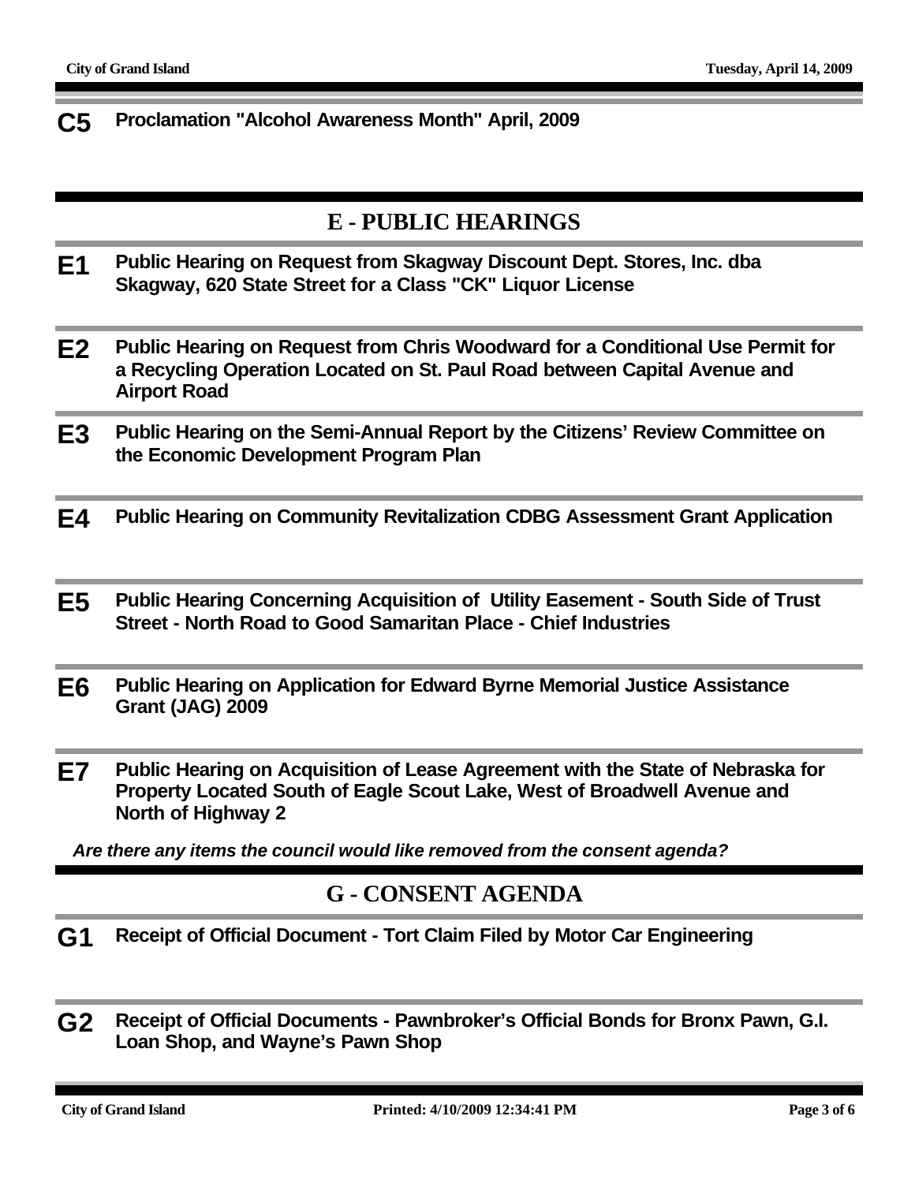**C5** **Proclamation "Alcohol Awareness Month" April, 2009**

## E - PUBLIC HEARINGS

**E1** **Public Hearing on Request from Skagway Discount Dept. Stores, Inc. dba Skagway, 620 State Street for a Class "CK" Liquor License**

**E2** **Public Hearing on Request from Chris Woodward for a Conditional Use Permit for a Recycling Operation Located on St. Paul Road between Capital Avenue and Airport Road**

**E3** **Public Hearing on the Semi-Annual Report by the Citizens' Review Committee on the Economic Development Program Plan**

**E4** **Public Hearing on Community Revitalization CDBG Assessment Grant Application**

**E5** **Public Hearing Concerning Acquisition of Utility Easement - South Side of Trust Street - North Road to Good Samaritan Place - Chief Industries**

**E6** **Public Hearing on Application for Edward Byrne Memorial Justice Assistance Grant (JAG) 2009**

**E7** **Public Hearing on Acquisition of Lease Agreement with the State of Nebraska for Property Located South of Eagle Scout Lake, West of Broadwell Avenue and North of Highway 2**

***Are there any items the council would like removed from the consent agenda?***

## G - CONSENT AGENDA

**G1** **Receipt of Official Document - Tort Claim Filed by Motor Car Engineering**

**G2** **Receipt of Official Documents - Pawnbroker's Official Bonds for Bronx Pawn, G.I. Loan Shop, and Wayne's Pawn Shop**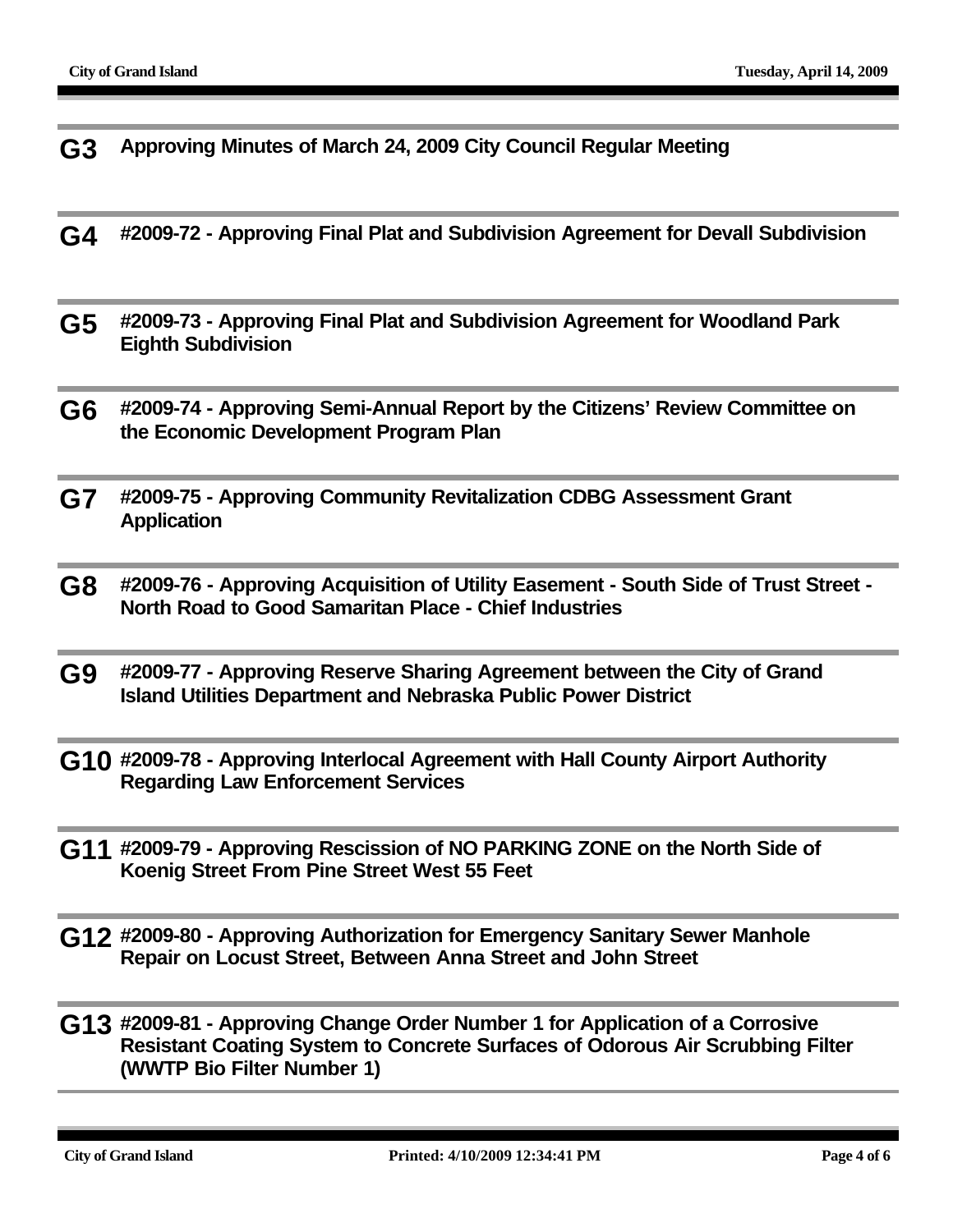**G3** **Approving Minutes of March 24, 2009 City Council Regular Meeting**

---

**G4** **#2009-72 - Approving Final Plat and Subdivision Agreement for Devall Subdivision**

---

**G5** **#2009-73 - Approving Final Plat and Subdivision Agreement for Woodland Park Eighth Subdivision**

---

**G6** **#2009-74 - Approving Semi-Annual Report by the Citizens' Review Committee on the Economic Development Program Plan**

---

**G7** **#2009-75 - Approving Community Revitalization CDBG Assessment Grant Application**

---

**G8** **#2009-76 - Approving Acquisition of Utility Easement - South Side of Trust Street - North Road to Good Samaritan Place - Chief Industries**

---

**G9** **#2009-77 - Approving Reserve Sharing Agreement between the City of Grand Island Utilities Department and Nebraska Public Power District**

---

**G10** **#2009-78 - Approving Interlocal Agreement with Hall County Airport Authority Regarding Law Enforcement Services**

---

**G11** **#2009-79 - Approving Rescission of NO PARKING ZONE on the North Side of Koenig Street From Pine Street West 55 Feet**

---

**G12** **#2009-80 - Approving Authorization for Emergency Sanitary Sewer Manhole Repair on Locust Street, Between Anna Street and John Street**

---

**G13** **#2009-81 - Approving Change Order Number 1 for Application of a Corrosive Resistant Coating System to Concrete Surfaces of Odorous Air Scrubbing Filter (WWTP Bio Filter Number 1)**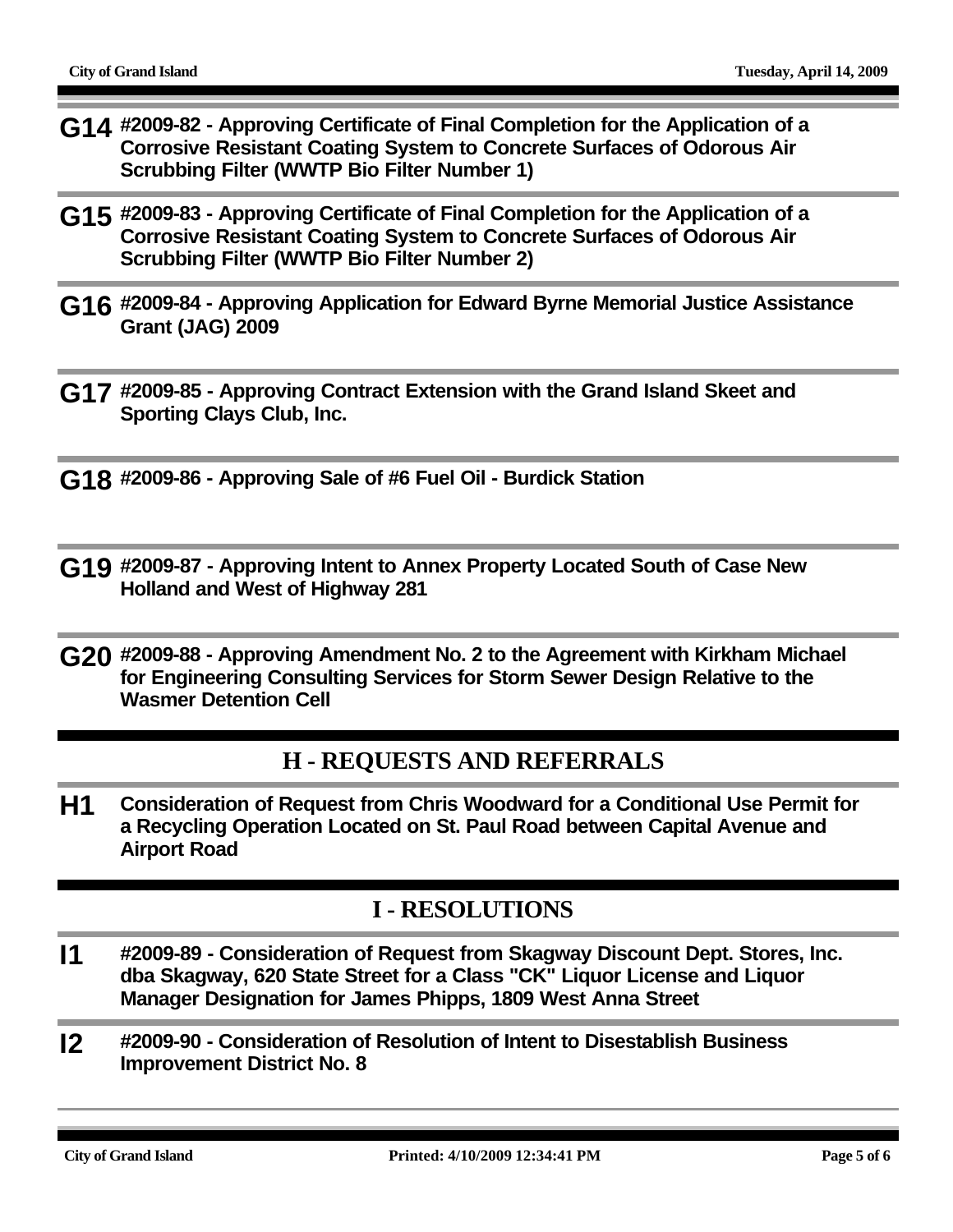**G14** **#2009-82 - Approving Certificate of Final Completion for the Application of a Corrosive Resistant Coating System to Concrete Surfaces of Odorous Air Scrubbing Filter (WWTP Bio Filter Number 1)**

**G15** **#2009-83 - Approving Certificate of Final Completion for the Application of a Corrosive Resistant Coating System to Concrete Surfaces of Odorous Air Scrubbing Filter (WWTP Bio Filter Number 2)**

**G16** **#2009-84 - Approving Application for Edward Byrne Memorial Justice Assistance Grant (JAG) 2009**

**G17** **#2009-85 - Approving Contract Extension with the Grand Island Skeet and Sporting Clays Club, Inc.**

**G18** **#2009-86 - Approving Sale of #6 Fuel Oil - Burdick Station**

**G19** **#2009-87 - Approving Intent to Annex Property Located South of Case New Holland and West of Highway 281**

**G20** **#2009-88 - Approving Amendment No. 2 to the Agreement with Kirkham Michael for Engineering Consulting Services for Storm Sewer Design Relative to the Wasmer Detention Cell**

## H - REQUESTS AND REFERRALS

**H1** **Consideration of Request from Chris Woodward for a Conditional Use Permit for a Recycling Operation Located on St. Paul Road between Capital Avenue and Airport Road**

## I - RESOLUTIONS

**I1** **#2009-89 - Consideration of Request from Skagway Discount Dept. Stores, Inc. dba Skagway, 620 State Street for a Class "CK" Liquor License and Liquor Manager Designation for James Phipps, 1809 West Anna Street**

**I2** **#2009-90 - Consideration of Resolution of Intent to Disestablish Business Improvement District No. 8**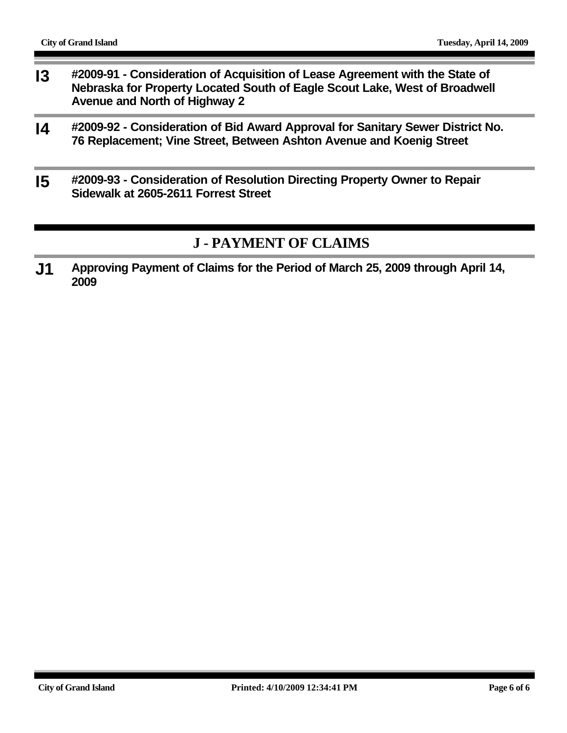**I3** **#2009-91 - Consideration of Acquisition of Lease Agreement with the State of Nebraska for Property Located South of Eagle Scout Lake, West of Broadwell Avenue and North of Highway 2**

**I4** **#2009-92 - Consideration of Bid Award Approval for Sanitary Sewer District No. 76 Replacement; Vine Street, Between Ashton Avenue and Koenig Street**

**I5** **#2009-93 - Consideration of Resolution Directing Property Owner to Repair Sidewalk at 2605-2611 Forrest Street**

## J - PAYMENT OF CLAIMS

**J1** **Approving Payment of Claims for the Period of March 25, 2009 through April 14, 2009**